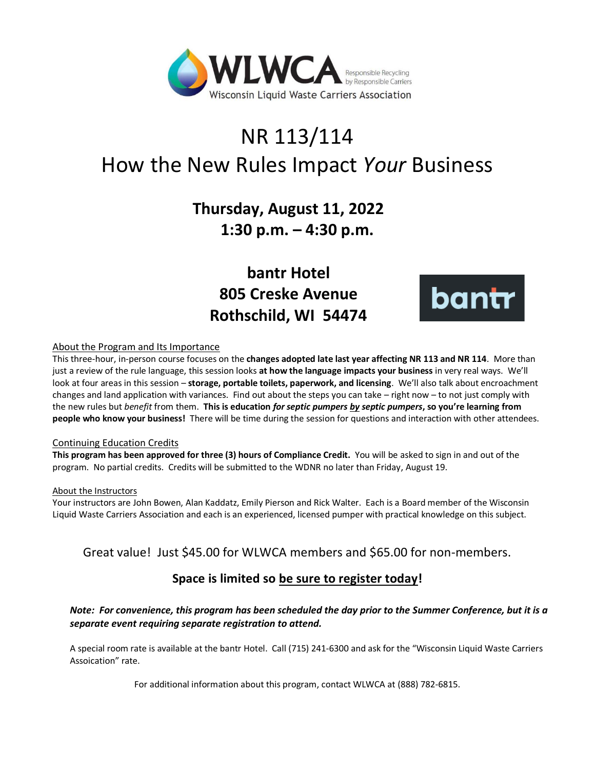WLWCA

Responsible Recycling by Responsible Carriers

Wisconsin Liquid Waste Carriers Association

# NR 113/114
# How the New Rules Impact *Your* Business

## Thursday, August 11, 2022
## 1:30 p.m. – 4:30 p.m.

## bantr Hotel
## 805 Creske Avenue
## Rothschild, WI 54474

bantr

About the Program and Its Importance

This three-hour, in-person course focuses on the **changes adopted late last year affecting NR 113 and NR 114**. More than just a review of the rule language, this session looks **at how the language impacts your business** in very real ways. We'll look at four areas in this session – **storage, portable toilets, paperwork, and licensing**. We'll also talk about encroachment changes and land application with variances. Find out about the steps you can take – right now – to not just comply with the new rules but *benefit* from them. **This is education *for septic pumpers by septic pumpers*, so you're learning from people who know your business!** There will be time during the session for questions and interaction with other attendees.

Continuing Education Credits

**This program has been approved for three (3) hours of Compliance Credit.** You will be asked to sign in and out of the program. No partial credits. Credits will be submitted to the WDNR no later than Friday, August 19.

About the Instructors

Your instructors are John Bowen, Alan Kaddatz, Emily Pierson and Rick Walter. Each is a Board member of the Wisconsin Liquid Waste Carriers Association and each is an experienced, licensed pumper with practical knowledge on this subject.

Great value! Just $45.00 for WLWCA members and $65.00 for non-members.

**Space is limited so be sure to register today!**

***Note: For convenience, this program has been scheduled the day prior to the Summer Conference, but it is a separate event requiring separate registration to attend.***

A special room rate is available at the bantr Hotel. Call (715) 241-6300 and ask for the "Wisconsin Liquid Waste Carriers Assoication" rate.

For additional information about this program, contact WLWCA at (888) 782-6815.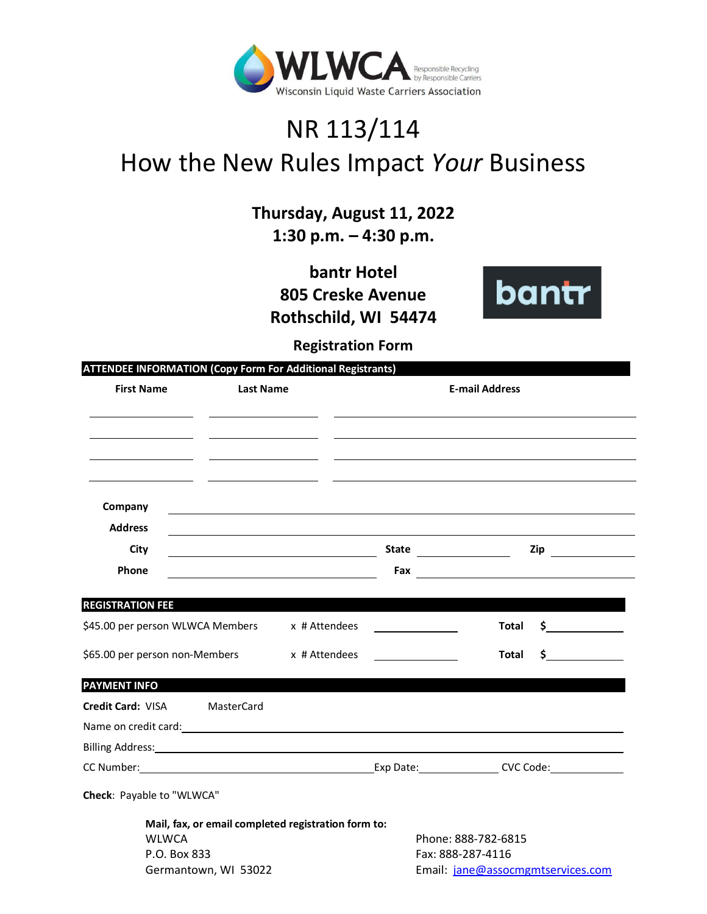WLWCA

Responsible Recycling by Responsible Carriers

Wisconsin Liquid Waste Carriers Association

# NR 113/114
# How the New Rules Impact *Your* Business

**Thursday, August 11, 2022**
**1:30 p.m. – 4:30 p.m.**

**bantr Hotel**
**805 Creske Avenue**
**Rothschild, WI 54474**

bantr

## Registration Form

**ATTENDEE INFORMATION (Copy Form For Additional Registrants)**

| First Name | Last Name | E-mail Address |
|---|---|---|
| | | |
| | | |
| | | |
| | | |

**Company** ______________________

**Address** ______________________

**City** ______________ **State** ________ **Zip** ________

**Phone** ______________ **Fax** ______________

**REGISTRATION FEE**

| | | | | |
|---|---|---|---|---|
| $45.00 per person WLWCA Members | x # Attendees | ________ | **Total** | **$**________ |
| $65.00 per person non-Members | x # Attendees | ________ | **Total** | **$**________ |

**PAYMENT INFO**

**Credit Card:** VISA MasterCard

Name on credit card: ______________________

Billing Address: ______________________

CC Number: ______________ Exp Date: ________ CVC Code: ________

**Check**: Payable to "WLWCA"

**Mail, fax, or email completed registration form to:**

WLWCA
P.O. Box 833
Germantown, WI 53022

Phone: 888-782-6815
Fax: 888-287-4116
Email: jane@assocmgmtservices.com